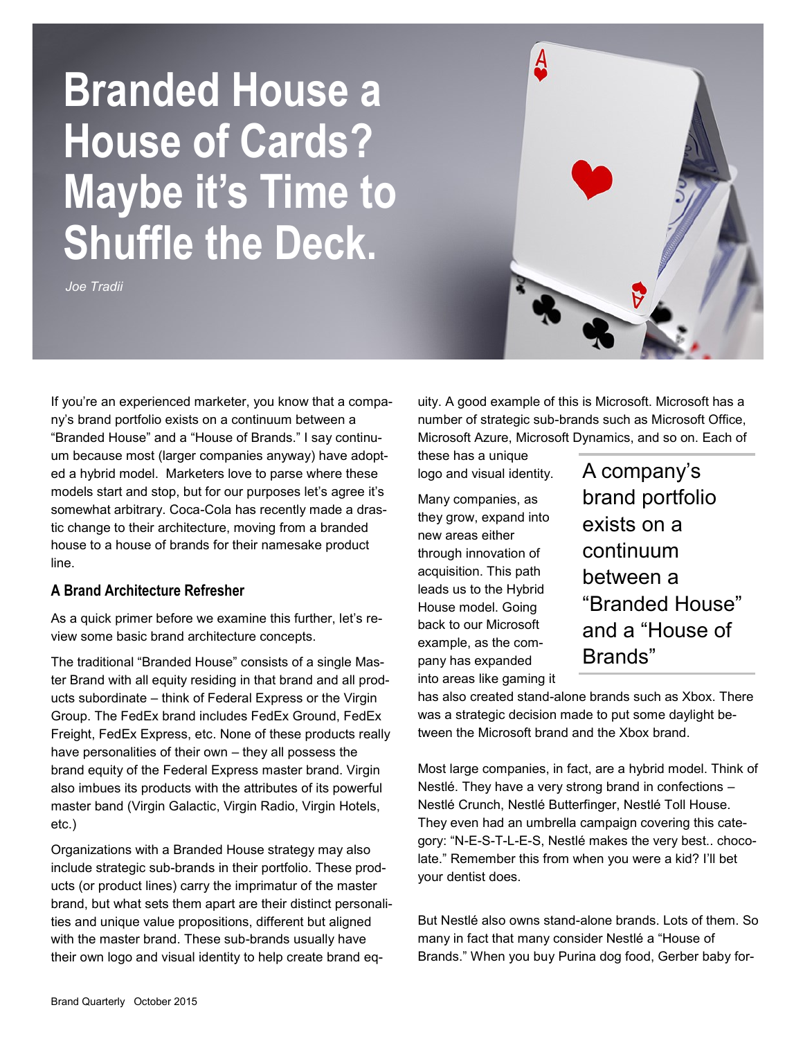# Branded House a House of Cards? Maybe it's Time to Shuffle the Deck.

*Joe Tradii*

If you're an experienced marketer, you know that a company's brand portfolio exists on a continuum between a "Branded House" and a "House of Brands." I say continuum because most (larger companies anyway) have adopted a hybrid model. Marketers love to parse where these models start and stop, but for our purposes let's agree it's somewhat arbitrary. Coca-Cola has recently made a drastic change to their architecture, moving from a branded house to a house of brands for their namesake product line.

### A Brand Architecture Refresher

As a quick primer before we examine this further, let's review some basic brand architecture concepts.

The traditional "Branded House" consists of a single Master Brand with all equity residing in that brand and all products subordinate – think of Federal Express or the Virgin Group. The FedEx brand includes FedEx Ground, FedEx Freight, FedEx Express, etc. None of these products really have personalities of their own – they all possess the brand equity of the Federal Express master brand. Virgin also imbues its products with the attributes of its powerful master band (Virgin Galactic, Virgin Radio, Virgin Hotels, etc.)

Organizations with a Branded House strategy may also include strategic sub-brands in their portfolio. These products (or product lines) carry the imprimatur of the master brand, but what sets them apart are their distinct personalities and unique value propositions, different but aligned with the master brand. These sub-brands usually have their own logo and visual identity to help create brand equity. A good example of this is Microsoft. Microsoft has a number of strategic sub-brands such as Microsoft Office, Microsoft Azure, Microsoft Dynamics, and so on. Each of these has a unique logo and visual identity.

> A company's brand portfolio exists on a continuum between a "Branded House" and a "House of Brands"

Many companies, as they grow, expand into new areas either through innovation of acquisition. This path leads us to the Hybrid House model. Going back to our Microsoft example, as the company has expanded into areas like gaming it has also created stand-alone brands such as Xbox. There was a strategic decision made to put some daylight between the Microsoft brand and the Xbox brand.

Most large companies, in fact, are a hybrid model. Think of Nestlé. They have a very strong brand in confections – Nestlé Crunch, Nestlé Butterfinger, Nestlé Toll House. They even had an umbrella campaign covering this category: "N-E-S-T-L-E-S, Nestlé makes the very best.. chocolate." Remember this from when you were a kid? I'll bet your dentist does.

But Nestlé also owns stand-alone brands. Lots of them. So many in fact that many consider Nestlé a "House of Brands." When you buy Purina dog food, Gerber baby for-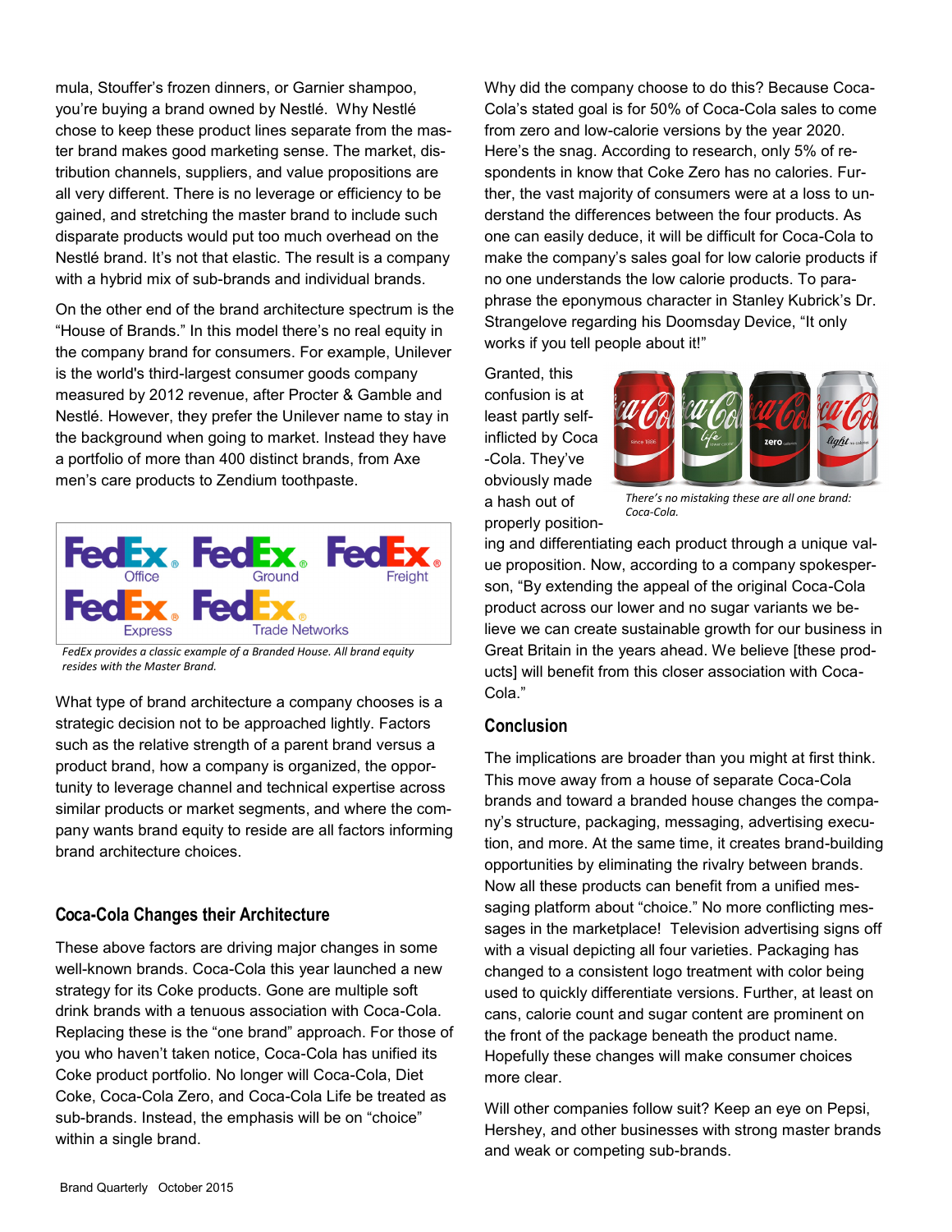mula, Stouffer's frozen dinners, or Garnier shampoo, you're buying a brand owned by Nestlé. Why Nestlé chose to keep these product lines separate from the master brand makes good marketing sense. The market, distribution channels, suppliers, and value propositions are all very different. There is no leverage or efficiency to be gained, and stretching the master brand to include such disparate products would put too much overhead on the Nestlé brand. It's not that elastic. The result is a company with a hybrid mix of sub-brands and individual brands.

On the other end of the brand architecture spectrum is the "House of Brands." In this model there's no real equity in the company brand for consumers. For example, Unilever is the world's third-largest consumer goods company measured by 2012 revenue, after Procter & Gamble and Nestlé. However, they prefer the Unilever name to stay in the background when going to market. Instead they have a portfolio of more than 400 distinct brands, from Axe men's care products to Zendium toothpaste.

*FedEx provides a classic example of a Branded House. All brand equity resides with the Master Brand.*

What type of brand architecture a company chooses is a strategic decision not to be approached lightly. Factors such as the relative strength of a parent brand versus a product brand, how a company is organized, the opportunity to leverage channel and technical expertise across similar products or market segments, and where the company wants brand equity to reside are all factors informing brand architecture choices.

## Coca-Cola Changes their Architecture

These above factors are driving major changes in some well-known brands. Coca-Cola this year launched a new strategy for its Coke products. Gone are multiple soft drink brands with a tenuous association with Coca-Cola. Replacing these is the "one brand" approach. For those of you who haven't taken notice, Coca-Cola has unified its Coke product portfolio. No longer will Coca-Cola, Diet Coke, Coca-Cola Zero, and Coca-Cola Life be treated as sub-brands. Instead, the emphasis will be on "choice" within a single brand.

Why did the company choose to do this? Because Coca-Cola's stated goal is for 50% of Coca-Cola sales to come from zero and low-calorie versions by the year 2020. Here's the snag. According to research, only 5% of respondents in know that Coke Zero has no calories. Further, the vast majority of consumers were at a loss to understand the differences between the four products. As one can easily deduce, it will be difficult for Coca-Cola to make the company's sales goal for low calorie products if no one understands the low calorie products. To paraphrase the eponymous character in Stanley Kubrick's Dr. Strangelove regarding his Doomsday Device, "It only works if you tell people about it!"

Granted, this confusion is at least partly self-inflicted by Coca-Cola. They've obviously made a hash out of properly positioning and differentiating each product through a unique value proposition. Now, according to a company spokesperson, "By extending the appeal of the original Coca-Cola product across our lower and no sugar variants we believe we can create sustainable growth for our business in Great Britain in the years ahead. We believe [these products] will benefit from this closer association with Coca-Cola."

*There's no mistaking these are all one brand: Coca-Cola.*

## Conclusion

The implications are broader than you might at first think. This move away from a house of separate Coca-Cola brands and toward a branded house changes the company's structure, packaging, messaging, advertising execution, and more. At the same time, it creates brand-building opportunities by eliminating the rivalry between brands. Now all these products can benefit from a unified messaging platform about "choice." No more conflicting messages in the marketplace! Television advertising signs off with a visual depicting all four varieties. Packaging has changed to a consistent logo treatment with color being used to quickly differentiate versions. Further, at least on cans, calorie count and sugar content are prominent on the front of the package beneath the product name. Hopefully these changes will make consumer choices more clear.

Will other companies follow suit? Keep an eye on Pepsi, Hershey, and other businesses with strong master brands and weak or competing sub-brands.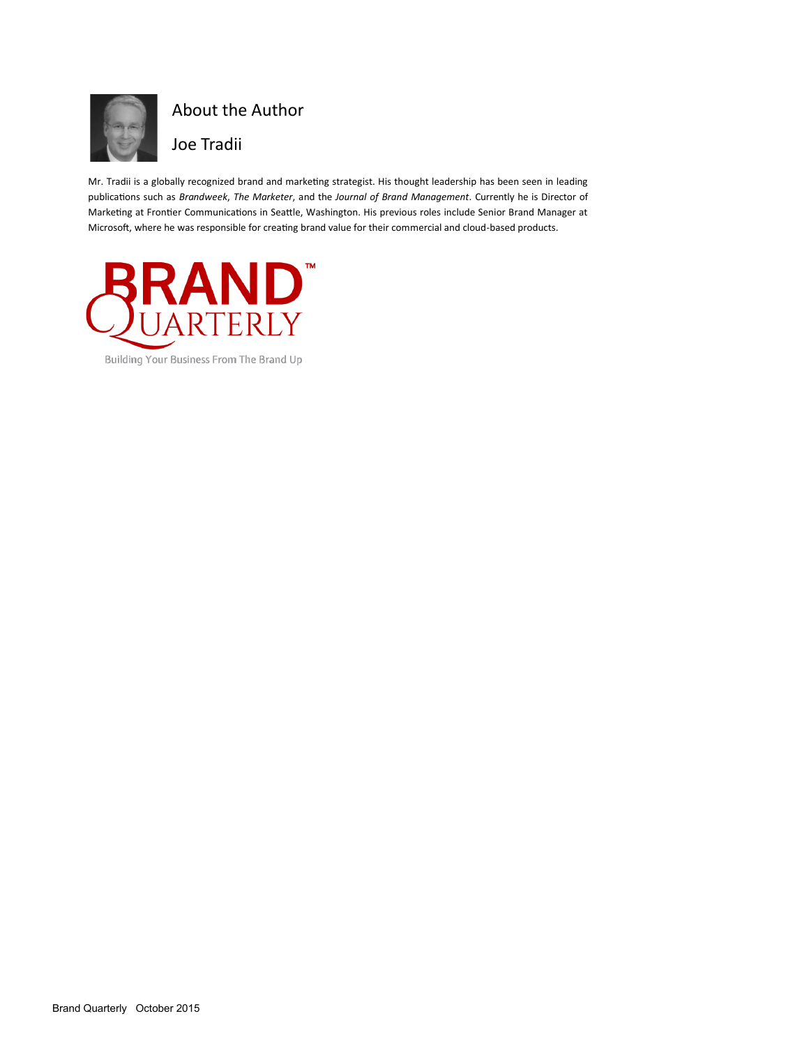## About the Author

### Joe Tradii

Mr. Tradii is a globally recognized brand and marketing strategist. His thought leadership has been seen in leading publications such as *Brandweek*, *The Marketer*, and the *Journal of Brand Management*. Currently he is Director of Marketing at Frontier Communications in Seattle, Washington. His previous roles include Senior Brand Manager at Microsoft, where he was responsible for creating brand value for their commercial and cloud-based products.

BRAND™ QUARTERLY

Building Your Business From The Brand Up